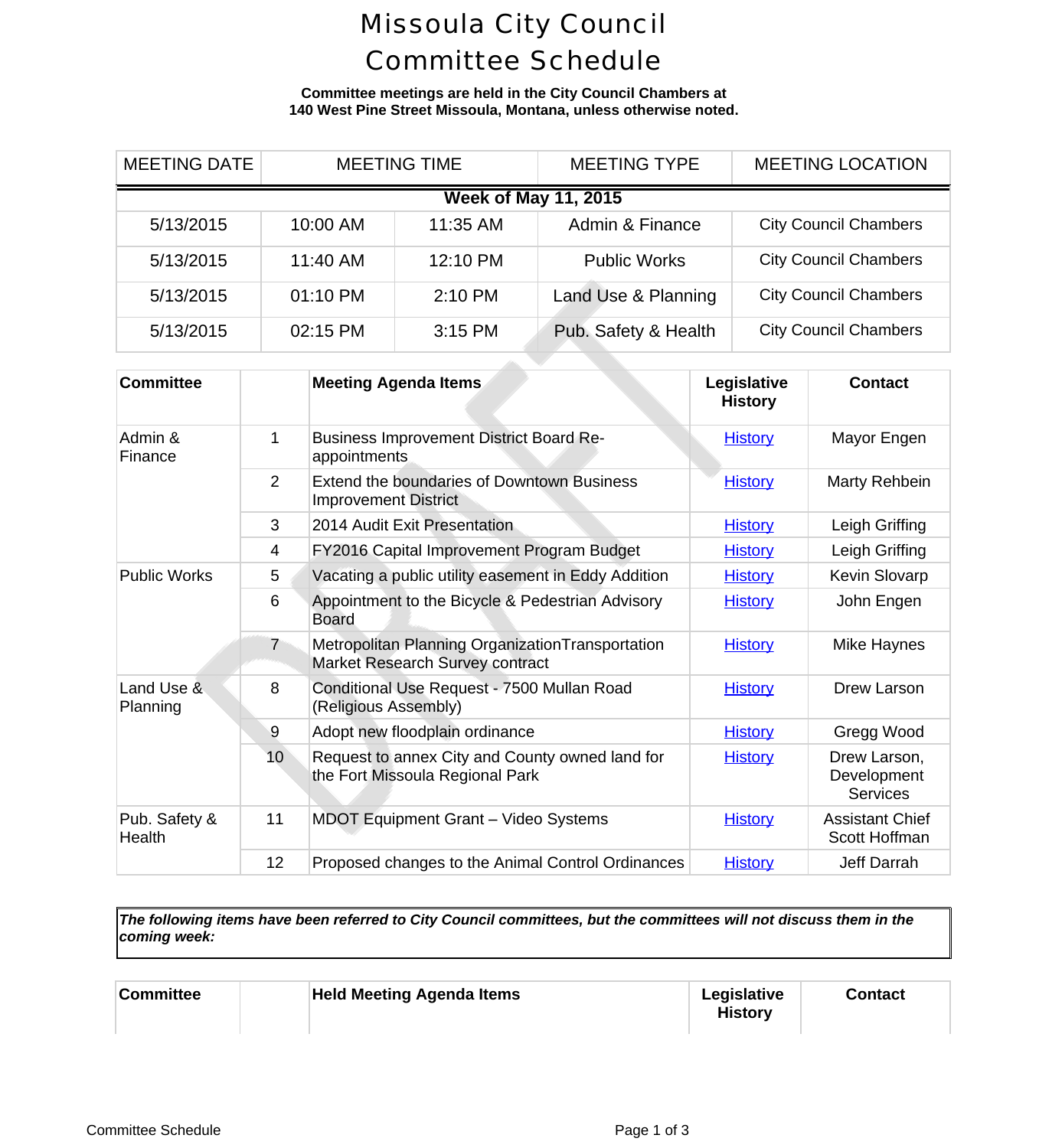# Missoula City Council Committee Schedule

**Committee meetings are held in the City Council Chambers at 140 West Pine Street Missoula, Montana, unless otherwise noted.**

| MEETING DATE | MEETING TIME | | MEETING TYPE | MEETING LOCATION |
|---|---|---|---|---|
| **Week of May 11, 2015** | | | | |
| 5/13/2015 | 10:00 AM | 11:35 AM | Admin & Finance | City Council Chambers |
| 5/13/2015 | 11:40 AM | 12:10 PM | Public Works | City Council Chambers |
| 5/13/2015 | 01:10 PM | 2:10 PM | Land Use & Planning | City Council Chambers |
| 5/13/2015 | 02:15 PM | 3:15 PM | Pub. Safety & Health | City Council Chambers |

| Committee | | Meeting Agenda Items | Legislative History | Contact |
|---|---|---|---|---|
| Admin & Finance | 1 | Business Improvement District Board Re-appointments | History | Mayor Engen |
| | 2 | Extend the boundaries of Downtown Business Improvement District | History | Marty Rehbein |
| | 3 | 2014 Audit Exit Presentation | History | Leigh Griffing |
| | 4 | FY2016 Capital Improvement Program Budget | History | Leigh Griffing |
| Public Works | 5 | Vacating a public utility easement in Eddy Addition | History | Kevin Slovarp |
| | 6 | Appointment to the Bicycle & Pedestrian Advisory Board | History | John Engen |
| | 7 | Metropolitan Planning OrganizationTransportation Market Research Survey contract | History | Mike Haynes |
| Land Use & Planning | 8 | Conditional Use Request - 7500 Mullan Road (Religious Assembly) | History | Drew Larson |
| | 9 | Adopt new floodplain ordinance | History | Gregg Wood |
| | 10 | Request to annex City and County owned land for the Fort Missoula Regional Park | History | Drew Larson, Development Services |
| Pub. Safety & Health | 11 | MDOT Equipment Grant – Video Systems | History | Assistant Chief Scott Hoffman |
| | 12 | Proposed changes to the Animal Control Ordinances | History | Jeff Darrah |

***The following items have been referred to City Council committees, but the committees will not discuss them in the coming week:***

| Committee | | Held Meeting Agenda Items | Legislative History | Contact |
|---|---|---|---|---|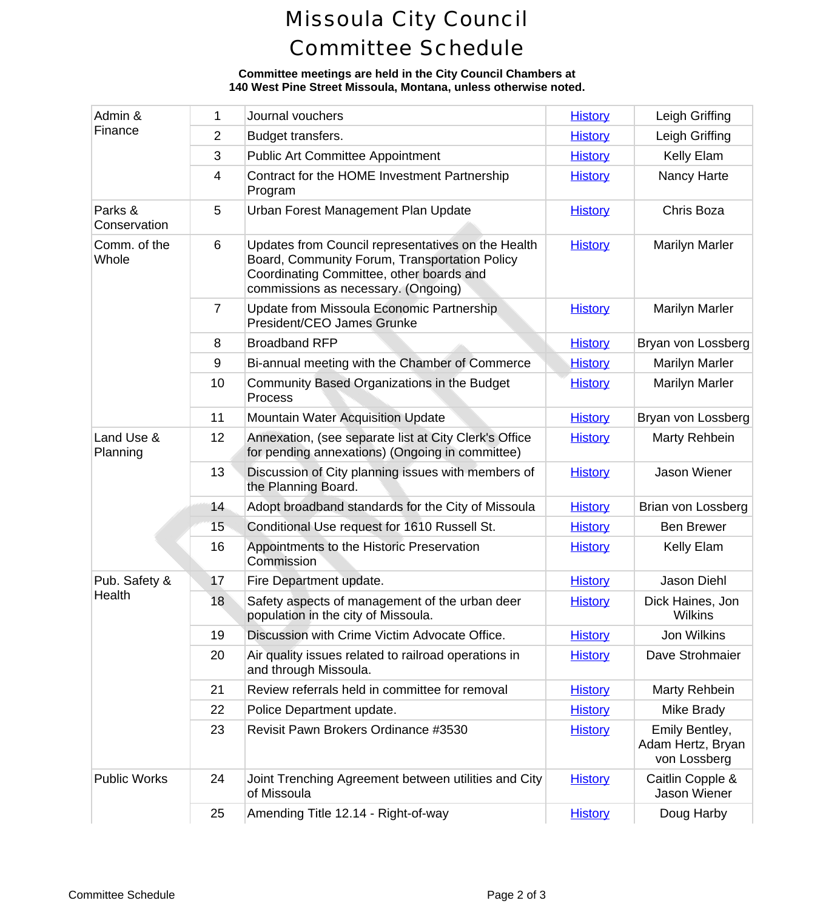# Missoula City Council Committee Schedule

**Committee meetings are held in the City Council Chambers at 140 West Pine Street Missoula, Montana, unless otherwise noted.**

| Committee | # | Item | History | Sponsor |
|---|---|---|---|---|
| Admin & Finance | 1 | Journal vouchers | History | Leigh Griffing |
| | 2 | Budget transfers. | History | Leigh Griffing |
| | 3 | Public Art Committee Appointment | History | Kelly Elam |
| | 4 | Contract for the HOME Investment Partnership Program | History | Nancy Harte |
| Parks & Conservation | 5 | Urban Forest Management Plan Update | History | Chris Boza |
| Comm. of the Whole | 6 | Updates from Council representatives on the Health Board, Community Forum, Transportation Policy Coordinating Committee, other boards and commissions as necessary. (Ongoing) | History | Marilyn Marler |
| | 7 | Update from Missoula Economic Partnership President/CEO James Grunke | History | Marilyn Marler |
| | 8 | Broadband RFP | History | Bryan von Lossberg |
| | 9 | Bi-annual meeting with the Chamber of Commerce | History | Marilyn Marler |
| | 10 | Community Based Organizations in the Budget Process | History | Marilyn Marler |
| | 11 | Mountain Water Acquisition Update | History | Bryan von Lossberg |
| Land Use & Planning | 12 | Annexation, (see separate list at City Clerk's Office for pending annexations) (Ongoing in committee) | History | Marty Rehbein |
| | 13 | Discussion of City planning issues with members of the Planning Board. | History | Jason Wiener |
| | 14 | Adopt broadband standards for the City of Missoula | History | Brian von Lossberg |
| | 15 | Conditional Use request for 1610 Russell St. | History | Ben Brewer |
| | 16 | Appointments to the Historic Preservation Commission | History | Kelly Elam |
| Pub. Safety & Health | 17 | Fire Department update. | History | Jason Diehl |
| | 18 | Safety aspects of management of the urban deer population in the city of Missoula. | History | Dick Haines, Jon Wilkins |
| | 19 | Discussion with Crime Victim Advocate Office. | History | Jon Wilkins |
| | 20 | Air quality issues related to railroad operations in and through Missoula. | History | Dave Strohmaier |
| | 21 | Review referrals held in committee for removal | History | Marty Rehbein |
| | 22 | Police Department update. | History | Mike Brady |
| | 23 | Revisit Pawn Brokers Ordinance #3530 | History | Emily Bentley, Adam Hertz, Bryan von Lossberg |
| Public Works | 24 | Joint Trenching Agreement between utilities and City of Missoula | History | Caitlin Copple & Jason Wiener |
| | 25 | Amending Title 12.14 - Right-of-way | History | Doug Harby |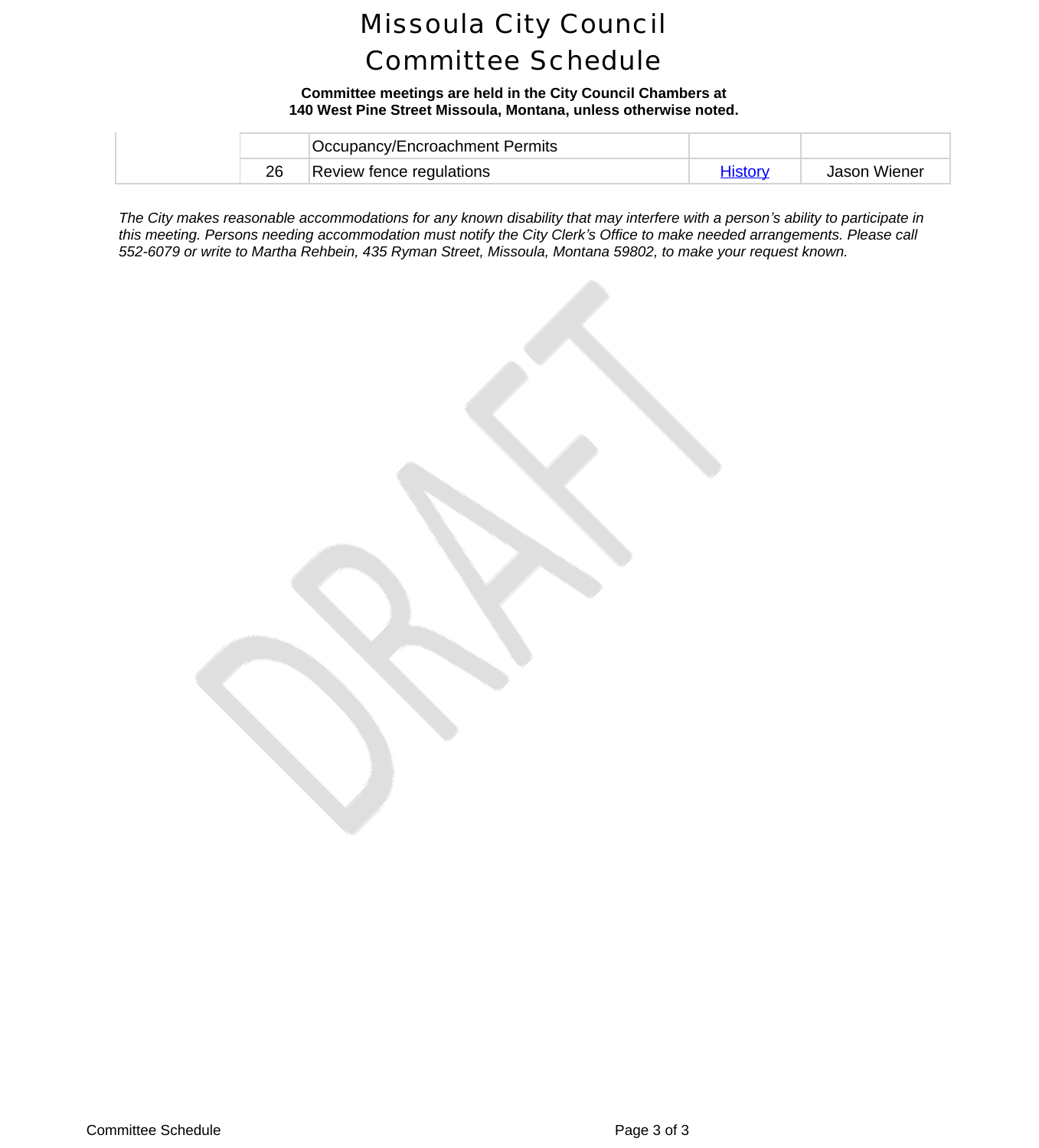# Missoula City Council

# Committee Schedule

**Committee meetings are held in the City Council Chambers at 140 West Pine Street Missoula, Montana, unless otherwise noted.**

| | | | | |
|---|---|---|---|---|
| | | Occupancy/Encroachment Permits | | |
| | 26 | Review fence regulations | History | Jason Wiener |

*The City makes reasonable accommodations for any known disability that may interfere with a person's ability to participate in this meeting. Persons needing accommodation must notify the City Clerk's Office to make needed arrangements. Please call 552-6079 or write to Martha Rehbein, 435 Ryman Street, Missoula, Montana 59802, to make your request known.*

DRAFT